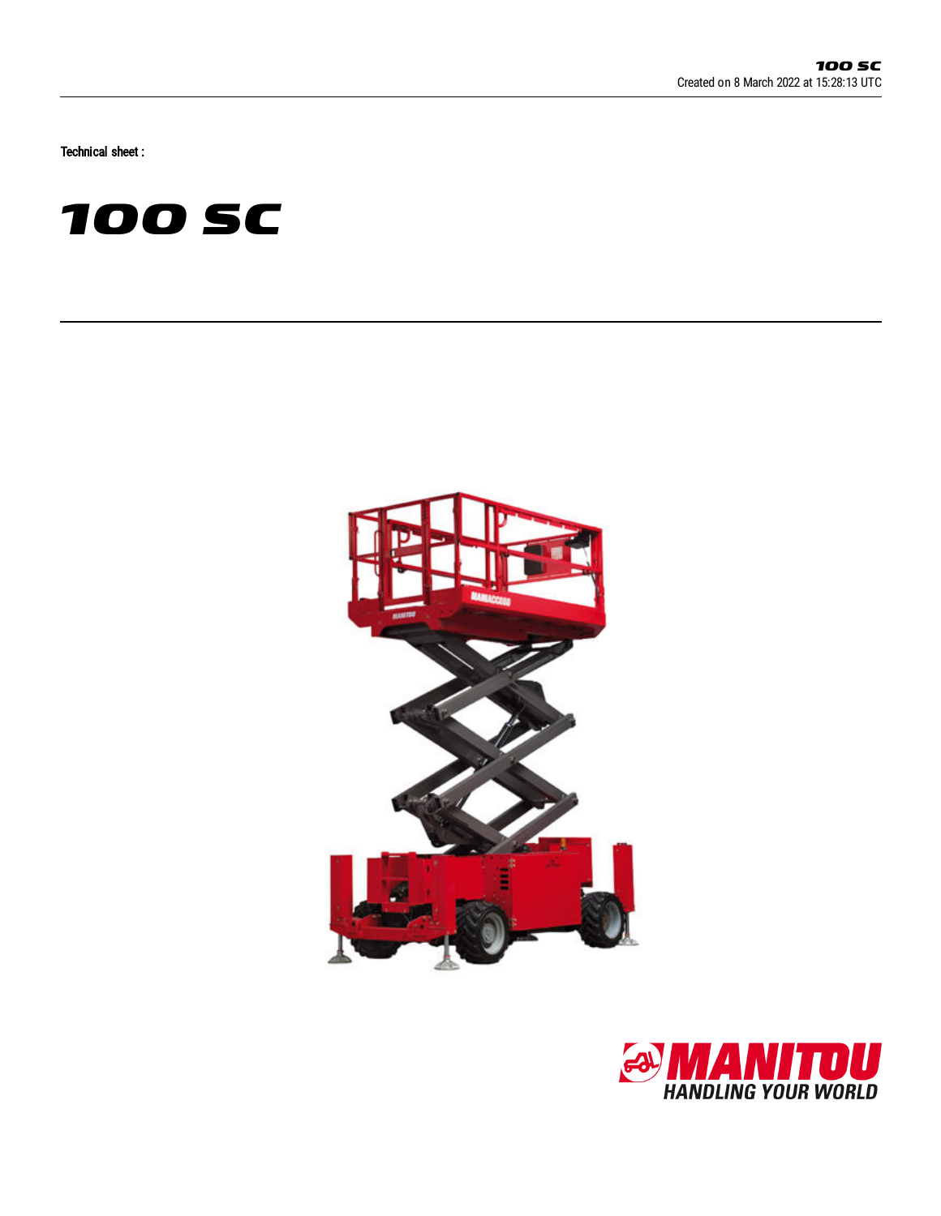Technical sheet :

# 100 SC

MANITOU
HANDLING YOUR WORLD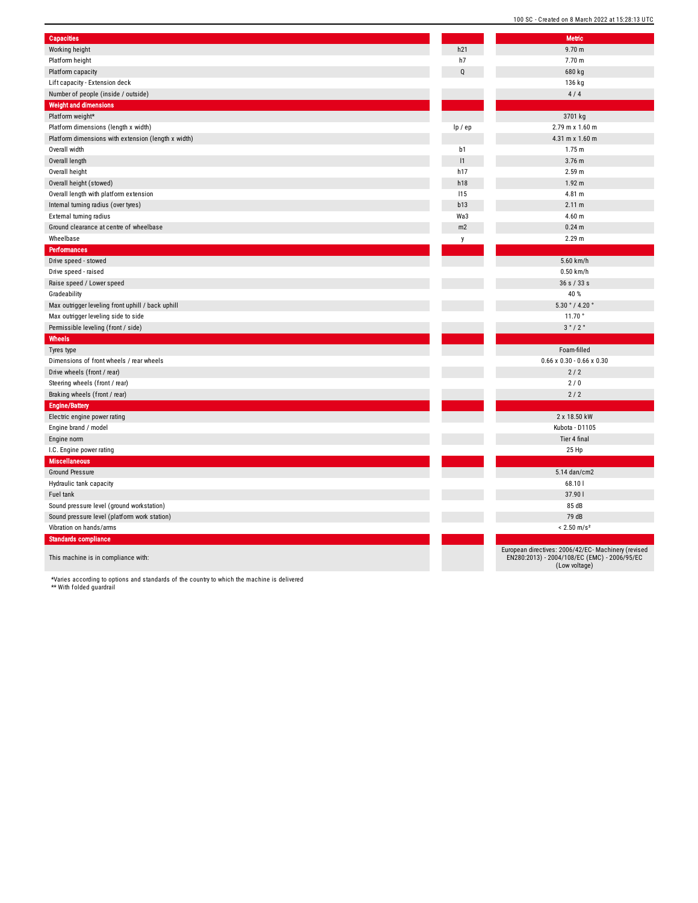| Capacities | | Metric |
|---|---|---|
| Working height | h21 | 9.70 m |
| Platform height | h7 | 7.70 m |
| Platform capacity | Q | 680 kg |
| Lift capacity - Extension deck | | 136 kg |
| Number of people (inside / outside) | | 4 / 4 |
| **Weight and dimensions** | | |
| Platform weight* | | 3701 kg |
| Platform dimensions (length x width) | lp / ep | 2.79 m x 1.60 m |
| Platform dimensions with extension (length x width) | | 4.31 m x 1.60 m |
| Overall width | b1 | 1.75 m |
| Overall length | l1 | 3.76 m |
| Overall height | h17 | 2.59 m |
| Overall height (stowed) | h18 | 1.92 m |
| Overall length with platform extension | l15 | 4.81 m |
| Internal turning radius (over tyres) | b13 | 2.11 m |
| External turning radius | Wa3 | 4.60 m |
| Ground clearance at centre of wheelbase | m2 | 0.24 m |
| Wheelbase | y | 2.29 m |
| **Performances** | | |
| Drive speed - stowed | | 5.60 km/h |
| Drive speed - raised | | 0.50 km/h |
| Raise speed / Lower speed | | 36 s / 33 s |
| Gradeability | | 40 % |
| Max outrigger leveling front uphill / back uphill | | 5.30 ° / 4.20 ° |
| Max outrigger leveling side to side | | 11.70 ° |
| Permissible leveling (front / side) | | 3 ° / 2 ° |
| **Wheels** | | |
| Tyres type | | Foam-filled |
| Dimensions of front wheels / rear wheels | | 0.66 x 0.30 - 0.66 x 0.30 |
| Drive wheels (front / rear) | | 2 / 2 |
| Steering wheels (front / rear) | | 2 / 0 |
| Braking wheels (front / rear) | | 2 / 2 |
| **Engine/Battery** | | |
| Electric engine power rating | | 2 x 18.50 kW |
| Engine brand / model | | Kubota - D1105 |
| Engine norm | | Tier 4 final |
| I.C. Engine power rating | | 25 Hp |
| **Miscellaneous** | | |
| Ground Pressure | | 5.14 dan/cm2 |
| Hydraulic tank capacity | | 68.10 l |
| Fuel tank | | 37.90 l |
| Sound pressure level (ground workstation) | | 85 dB |
| Sound pressure level (platform work station) | | 79 dB |
| Vibration on hands/arms | | < 2.50 m/s² |
| **Standards compliance** | | |
| This machine is in compliance with: | | European directives: 2006/42/EC- Machinery (revised EN280:2013) - 2004/108/EC (EMC) - 2006/95/EC (Low voltage) |

*Varies according to options and standards of the country to which the machine is delivered

** With folded guardrail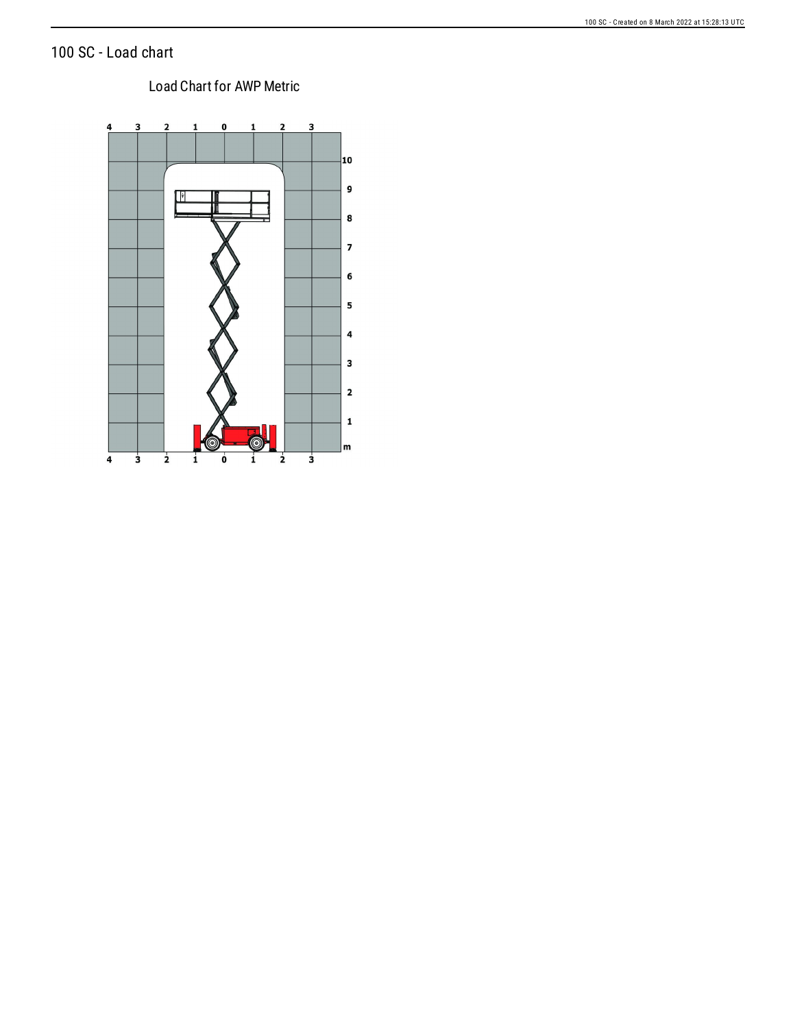# 100 SC - Load chart

Load Chart for AWP Metric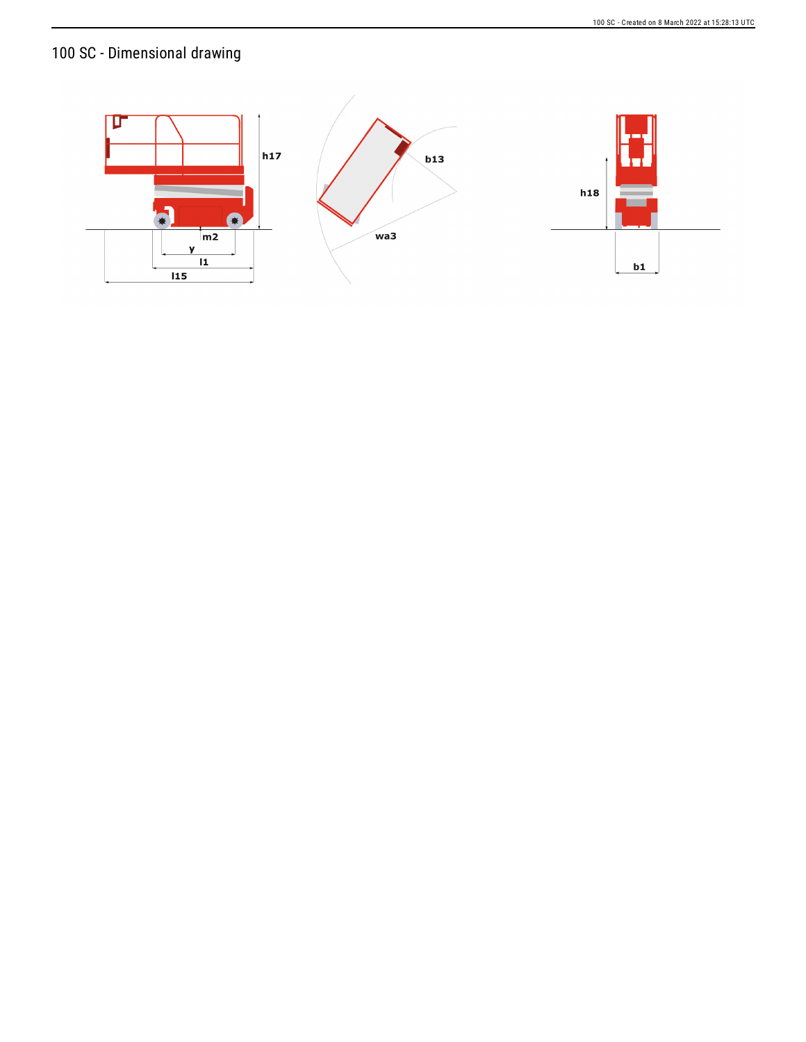# 100 SC - Dimensional drawing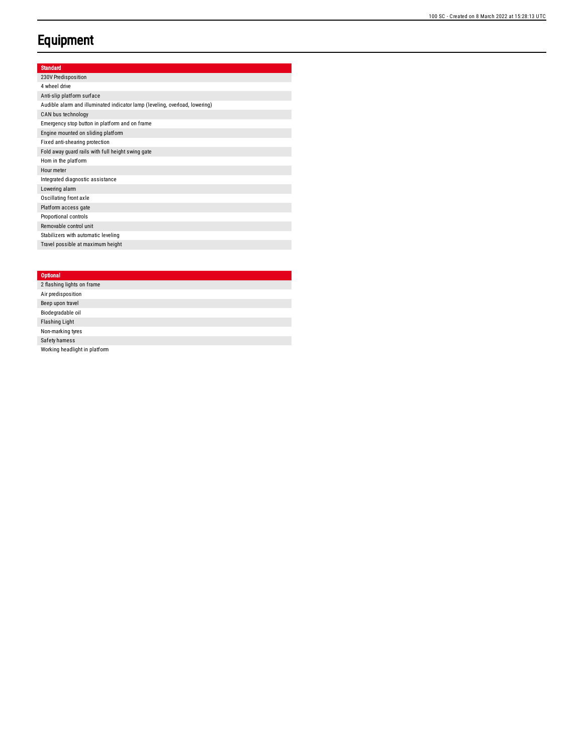# Equipment

| Standard |
| --- |
| 230V Predisposition |
| 4 wheel drive |
| Anti-slip platform surface |
| Audible alarm and illuminated indicator lamp (leveling, overload, lowering) |
| CAN bus technology |
| Emergency stop button in platform and on frame |
| Engine mounted on sliding platform |
| Fixed anti-shearing protection |
| Fold away guard rails with full height swing gate |
| Horn in the platform |
| Hour meter |
| Integrated diagnostic assistance |
| Lowering alarm |
| Oscillating front axle |
| Platform access gate |
| Proportional controls |
| Removable control unit |
| Stabilizers with automatic leveling |
| Travel possible at maximum height |

| Optional |
| --- |
| 2 flashing lights on frame |
| Air predisposition |
| Beep upon travel |
| Biodegradable oil |
| Flashing Light |
| Non-marking tyres |
| Safety harness |
| Working headlight in platform |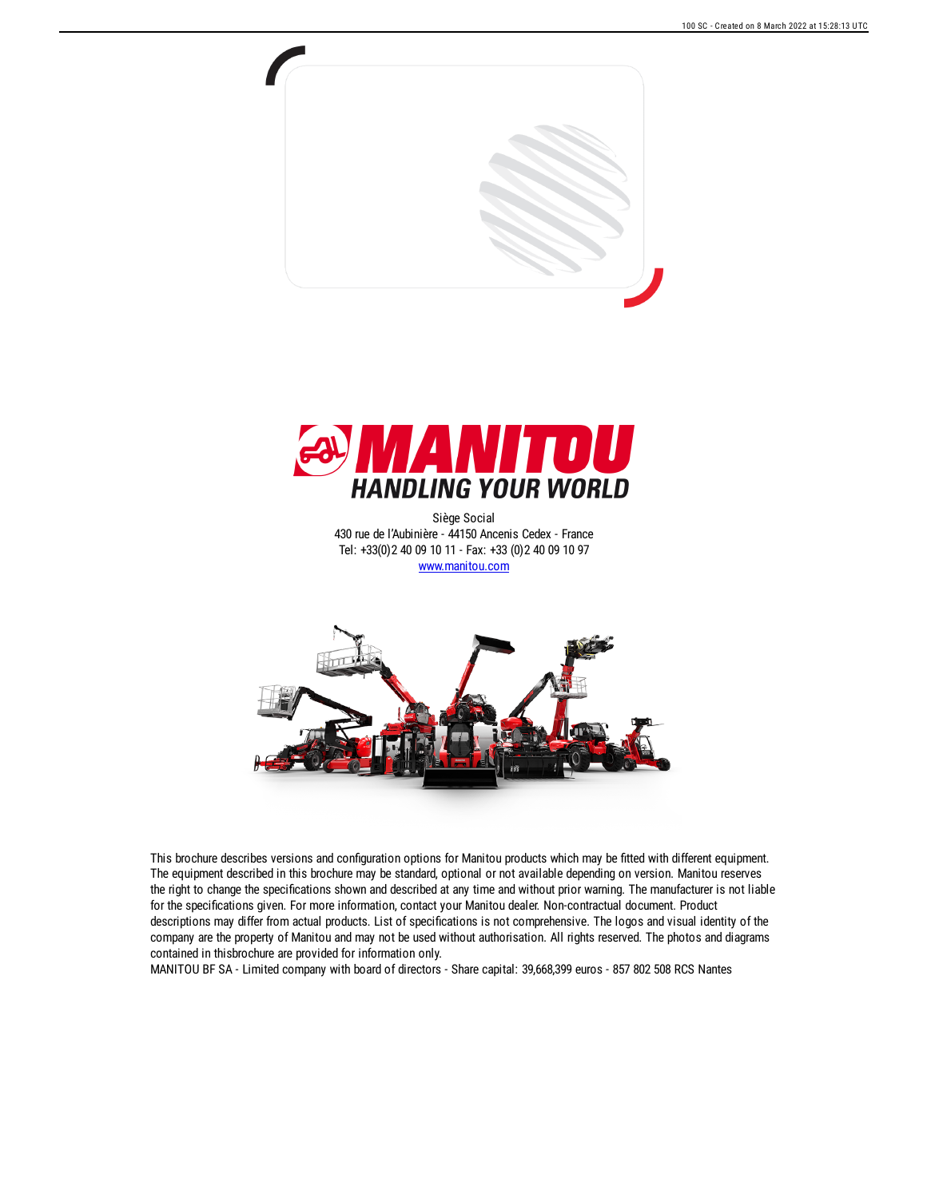MANITOU

HANDLING YOUR WORLD

Siège Social
430 rue de l'Aubinière - 44150 Ancenis Cedex - France
Tel: +33(0)2 40 09 10 11 - Fax: +33 (0)2 40 09 10 97
www.manitou.com

This brochure describes versions and configuration options for Manitou products which may be fitted with different equipment. The equipment described in this brochure may be standard, optional or not available depending on version. Manitou reserves the right to change the specifications shown and described at any time and without prior warning. The manufacturer is not liable for the specifications given. For more information, contact your Manitou dealer. Non-contractual document. Product descriptions may differ from actual products. List of specifications is not comprehensive. The logos and visual identity of the company are the property of Manitou and may not be used without authorisation. All rights reserved. The photos and diagrams contained in thisbrochure are provided for information only.
MANITOU BF SA - Limited company with board of directors - Share capital: 39,668,399 euros - 857 802 508 RCS Nantes